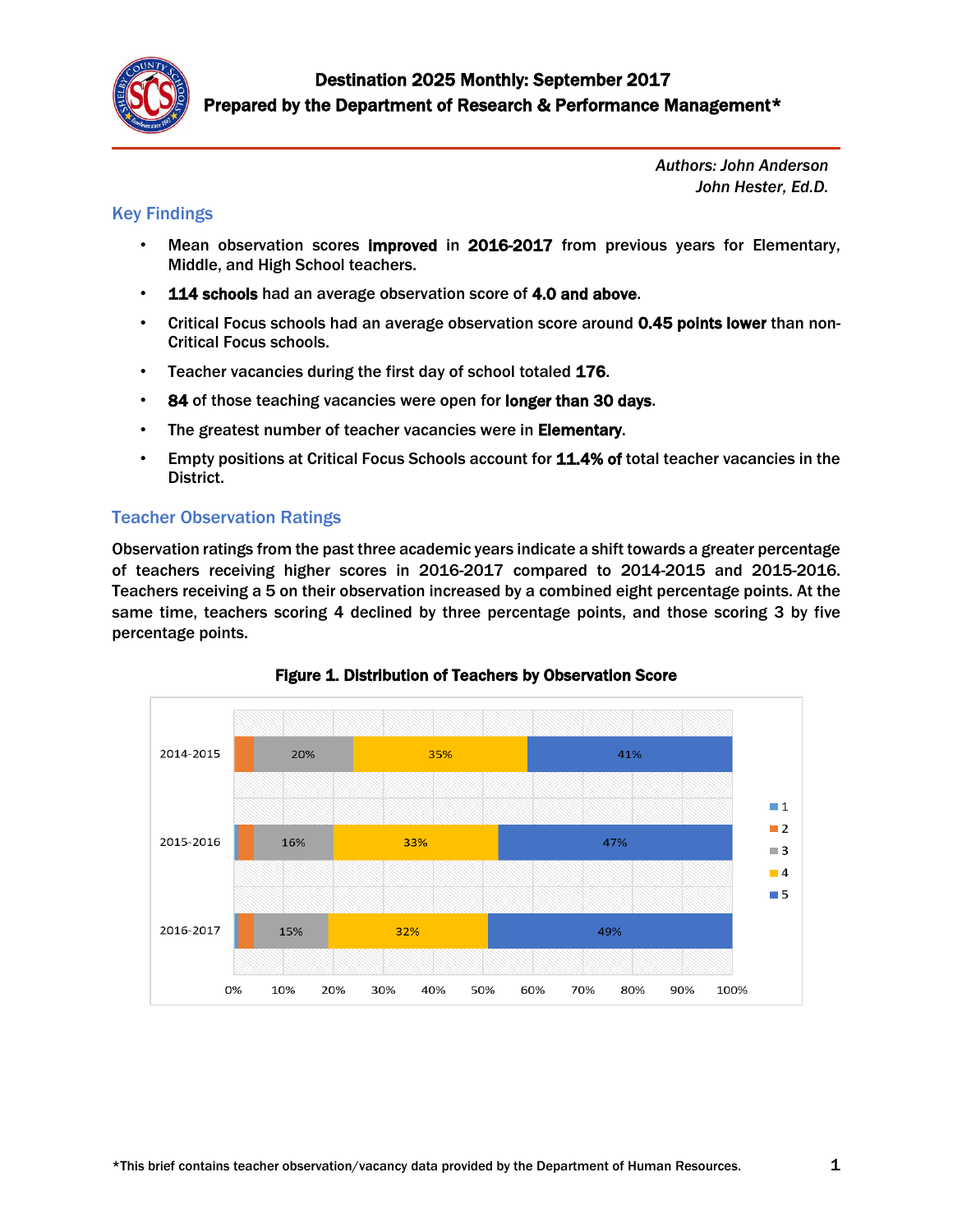# Destination 2025 Monthly: September 2017

## Prepared by the Department of Research & Performance Management*

*Authors: John Anderson*
*John Hester, Ed.D.*

## Key Findings

- Mean observation scores **improved** in **2016-2017** from previous years for Elementary, Middle, and High School teachers.
- **114 schools** had an average observation score of **4.0 and above**.
- Critical Focus schools had an average observation score around **0.45 points lower** than non-Critical Focus schools.
- Teacher vacancies during the first day of school totaled **176**.
- **84** of those teaching vacancies were open for **longer than 30 days**.
- The greatest number of teacher vacancies were in **Elementary**.
- Empty positions at Critical Focus Schools account for **11.4% of** total teacher vacancies in the District.

## Teacher Observation Ratings

Observation ratings from the past three academic years indicate a shift towards a greater percentage of teachers receiving higher scores in 2016-2017 compared to 2014-2015 and 2015-2016. Teachers receiving a 5 on their observation increased by a combined eight percentage points. At the same time, teachers scoring 4 declined by three percentage points, and those scoring 3 by five percentage points.

**Figure 1. Distribution of Teachers by Observation Score**

| Year | 3 | 4 | 5 |
|---|---|---|---|
| 2014-2015 | 20% | 35% | 41% |
| 2015-2016 | 16% | 33% | 47% |
| 2016-2017 | 15% | 32% | 49% |

*This brief contains teacher observation/vacancy data provided by the Department of Human Resources.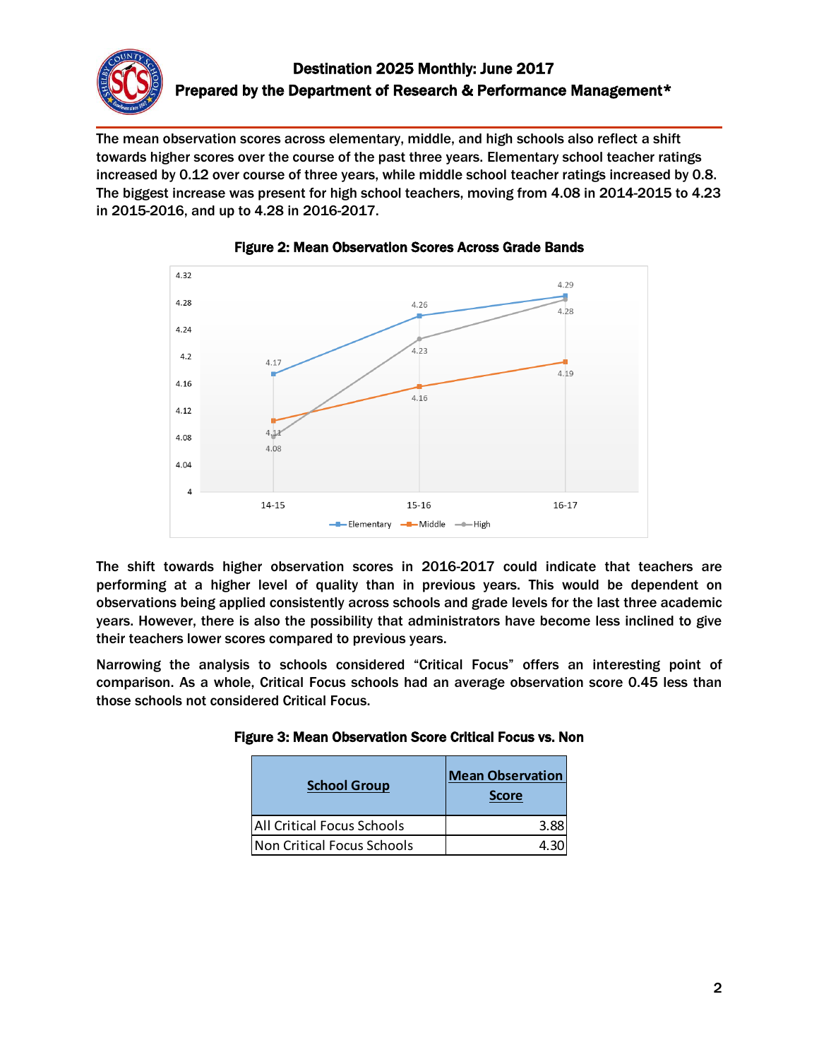The mean observation scores across elementary, middle, and high schools also reflect a shift towards higher scores over the course of the past three years. Elementary school teacher ratings increased by 0.12 over course of three years, while middle school teacher ratings increased by 0.8. The biggest increase was present for high school teachers, moving from 4.08 in 2014-2015 to 4.23 in 2015-2016, and up to 4.28 in 2016-2017.

**Figure 2: Mean Observation Scores Across Grade Bands**

The shift towards higher observation scores in 2016-2017 could indicate that teachers are performing at a higher level of quality than in previous years. This would be dependent on observations being applied consistently across schools and grade levels for the last three academic years. However, there is also the possibility that administrators have become less inclined to give their teachers lower scores compared to previous years.

Narrowing the analysis to schools considered "Critical Focus" offers an interesting point of comparison. As a whole, Critical Focus schools had an average observation score 0.45 less than those schools not considered Critical Focus.

**Figure 3: Mean Observation Score Critical Focus vs. Non**

| School Group | Mean Observation Score |
|---|---|
| All Critical Focus Schools | 3.88 |
| Non Critical Focus Schools | 4.30 |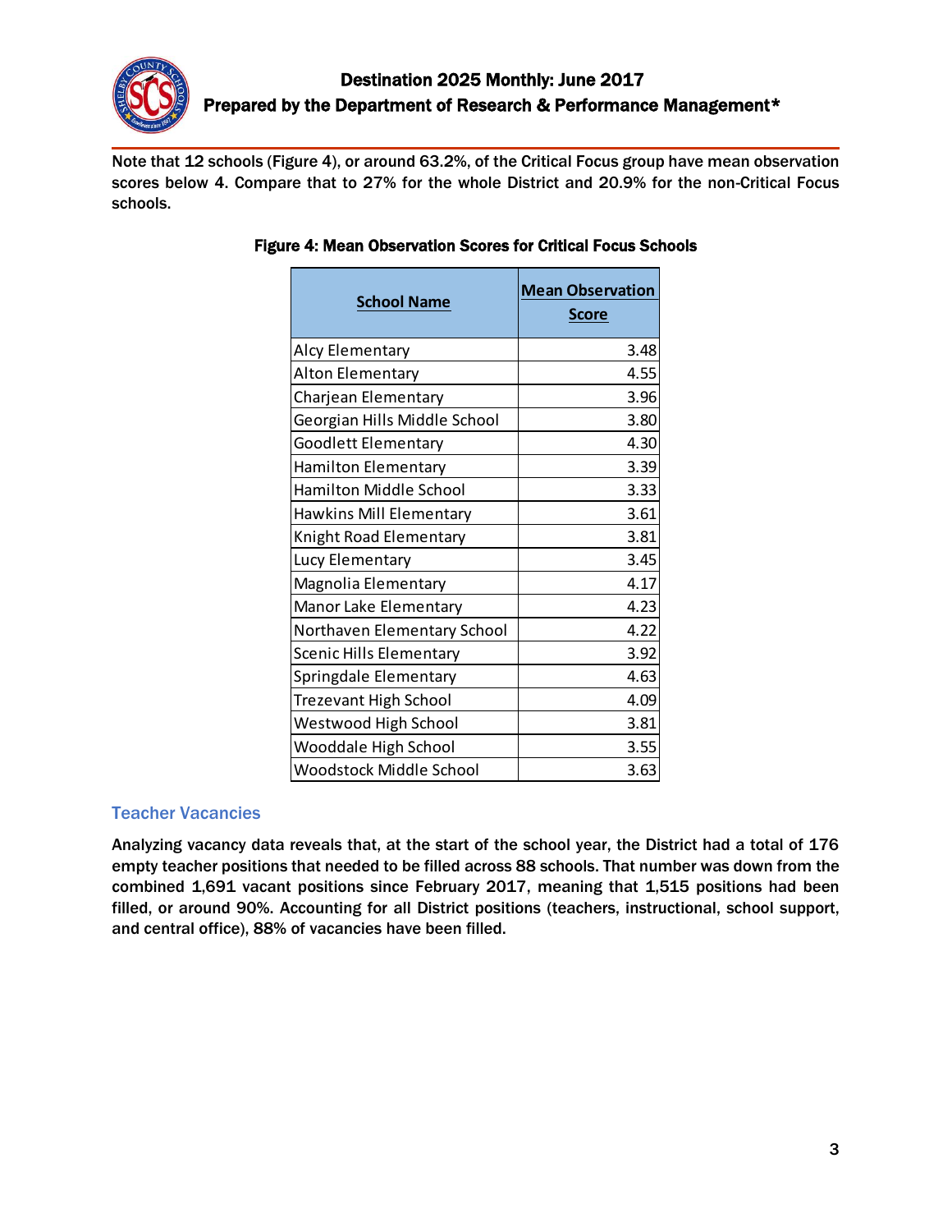Note that 12 schools (Figure 4), or around 63.2%, of the Critical Focus group have mean observation scores below 4. Compare that to 27% for the whole District and 20.9% for the non-Critical Focus schools.

**Figure 4: Mean Observation Scores for Critical Focus Schools**

| School Name | Mean Observation Score |
|---|---:|
| Alcy Elementary | 3.48 |
| Alton Elementary | 4.55 |
| Charjean Elementary | 3.96 |
| Georgian Hills Middle School | 3.80 |
| Goodlett Elementary | 4.30 |
| Hamilton Elementary | 3.39 |
| Hamilton Middle School | 3.33 |
| Hawkins Mill Elementary | 3.61 |
| Knight Road Elementary | 3.81 |
| Lucy Elementary | 3.45 |
| Magnolia Elementary | 4.17 |
| Manor Lake Elementary | 4.23 |
| Northaven Elementary School | 4.22 |
| Scenic Hills Elementary | 3.92 |
| Springdale Elementary | 4.63 |
| Trezevant High School | 4.09 |
| Westwood High School | 3.81 |
| Wooddale High School | 3.55 |
| Woodstock Middle School | 3.63 |

## Teacher Vacancies

Analyzing vacancy data reveals that, at the start of the school year, the District had a total of 176 empty teacher positions that needed to be filled across 88 schools. That number was down from the combined 1,691 vacant positions since February 2017, meaning that 1,515 positions had been filled, or around 90%. Accounting for all District positions (teachers, instructional, school support, and central office), 88% of vacancies have been filled.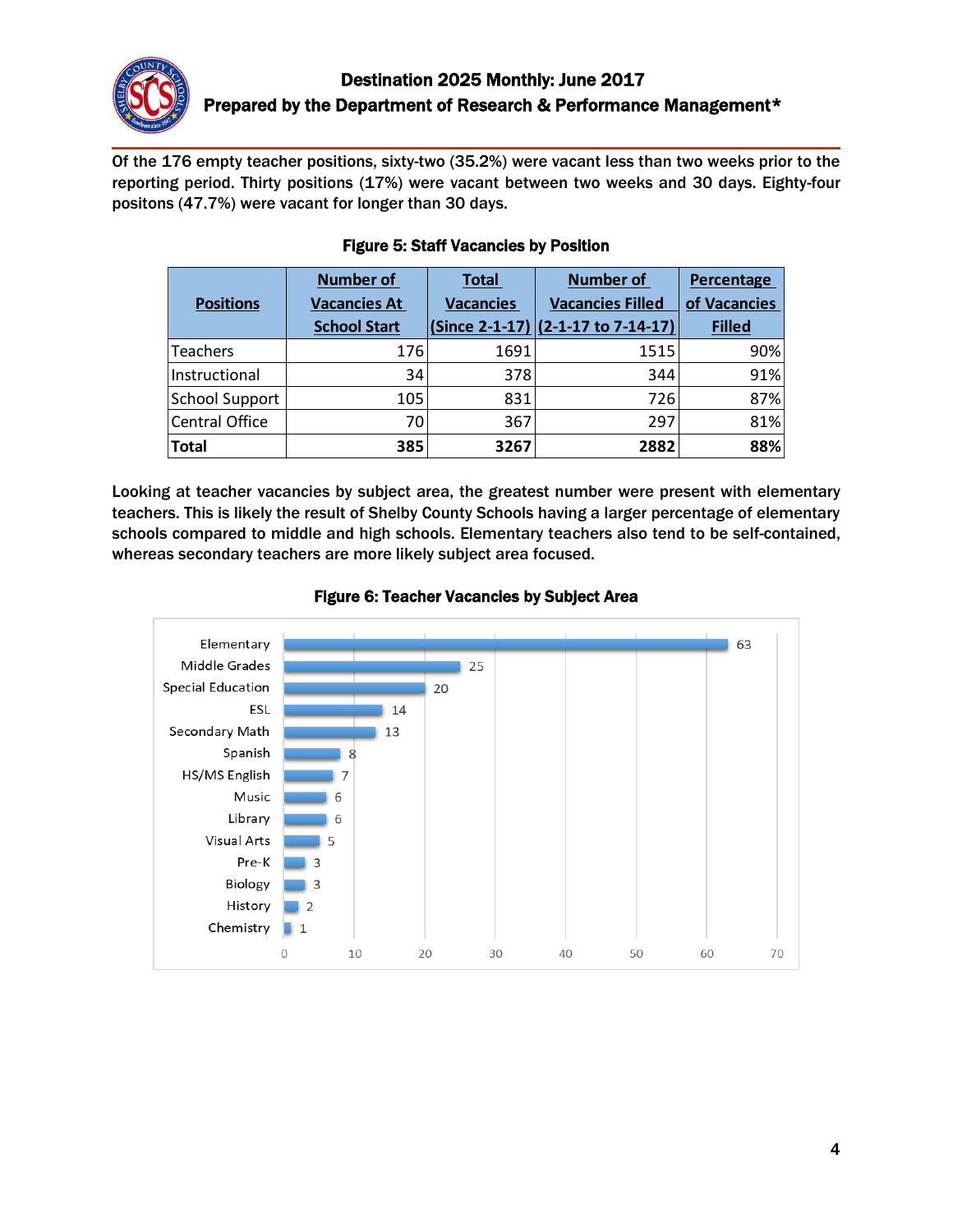Of the 176 empty teacher positions, sixty-two (35.2%) were vacant less than two weeks prior to the reporting period. Thirty positions (17%) were vacant between two weeks and 30 days. Eighty-four positons (47.7%) were vacant for longer than 30 days.

**Figure 5: Staff Vacancies by Position**

| Positions | Number of Vacancies At School Start | Total Vacancies (Since 2-1-17) | Number of Vacancies Filled (2-1-17 to 7-14-17) | Percentage of Vacancies Filled |
|---|---|---|---|---|
| Teachers | 176 | 1691 | 1515 | 90% |
| Instructional | 34 | 378 | 344 | 91% |
| School Support | 105 | 831 | 726 | 87% |
| Central Office | 70 | 367 | 297 | 81% |
| **Total** | **385** | **3267** | **2882** | **88%** |

Looking at teacher vacancies by subject area, the greatest number were present with elementary teachers. This is likely the result of Shelby County Schools having a larger percentage of elementary schools compared to middle and high schools. Elementary teachers also tend to be self-contained, whereas secondary teachers are more likely subject area focused.

**Figure 6: Teacher Vacancies by Subject Area**

| Subject Area | Vacancies |
|---|---|
| Elementary | 63 |
| Middle Grades | 25 |
| Special Education | 20 |
| ESL | 14 |
| Secondary Math | 13 |
| Spanish | 8 |
| HS/MS English | 7 |
| Music | 6 |
| Library | 6 |
| Visual Arts | 5 |
| Pre-K | 3 |
| Biology | 3 |
| History | 2 |
| Chemistry | 1 |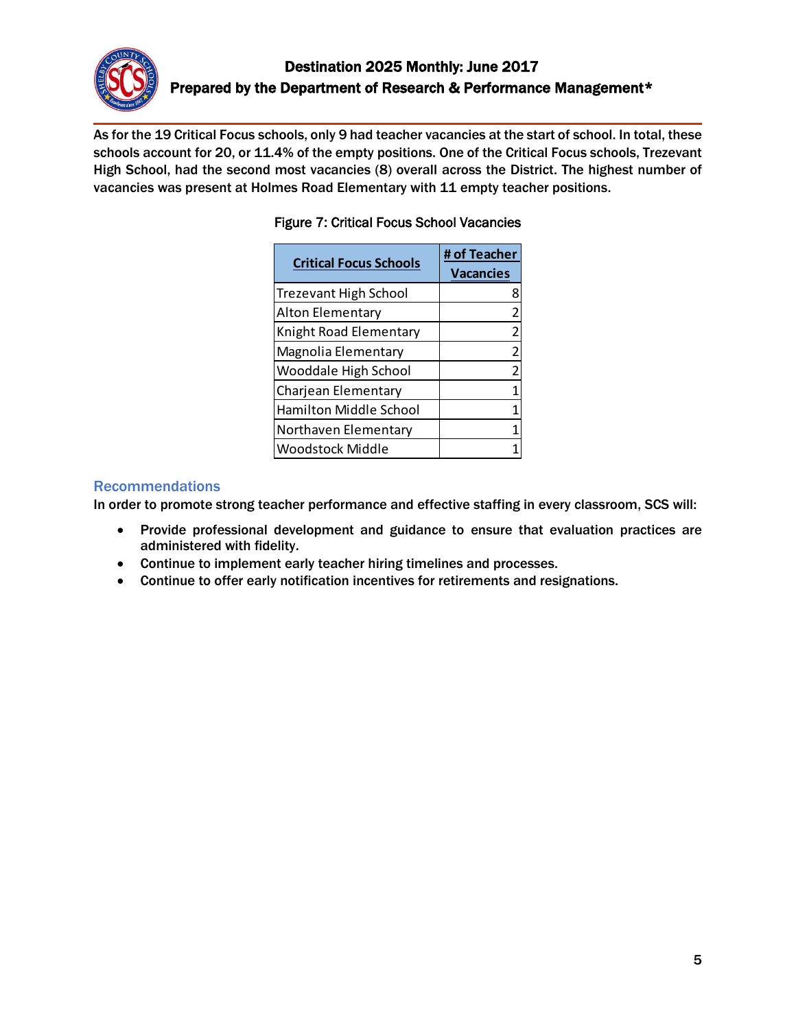As for the 19 Critical Focus schools, only 9 had teacher vacancies at the start of school. In total, these schools account for 20, or 11.4% of the empty positions. One of the Critical Focus schools, Trezevant High School, had the second most vacancies (8) overall across the District. The highest number of vacancies was present at Holmes Road Elementary with 11 empty teacher positions.

Figure 7: Critical Focus School Vacancies

| Critical Focus Schools | # of Teacher Vacancies |
|---|---|
| Trezevant High School | 8 |
| Alton Elementary | 2 |
| Knight Road Elementary | 2 |
| Magnolia Elementary | 2 |
| Wooddale High School | 2 |
| Charjean Elementary | 1 |
| Hamilton Middle School | 1 |
| Northaven Elementary | 1 |
| Woodstock Middle | 1 |

## Recommendations

In order to promote strong teacher performance and effective staffing in every classroom, SCS will:

- Provide professional development and guidance to ensure that evaluation practices are administered with fidelity.
- Continue to implement early teacher hiring timelines and processes.
- Continue to offer early notification incentives for retirements and resignations.